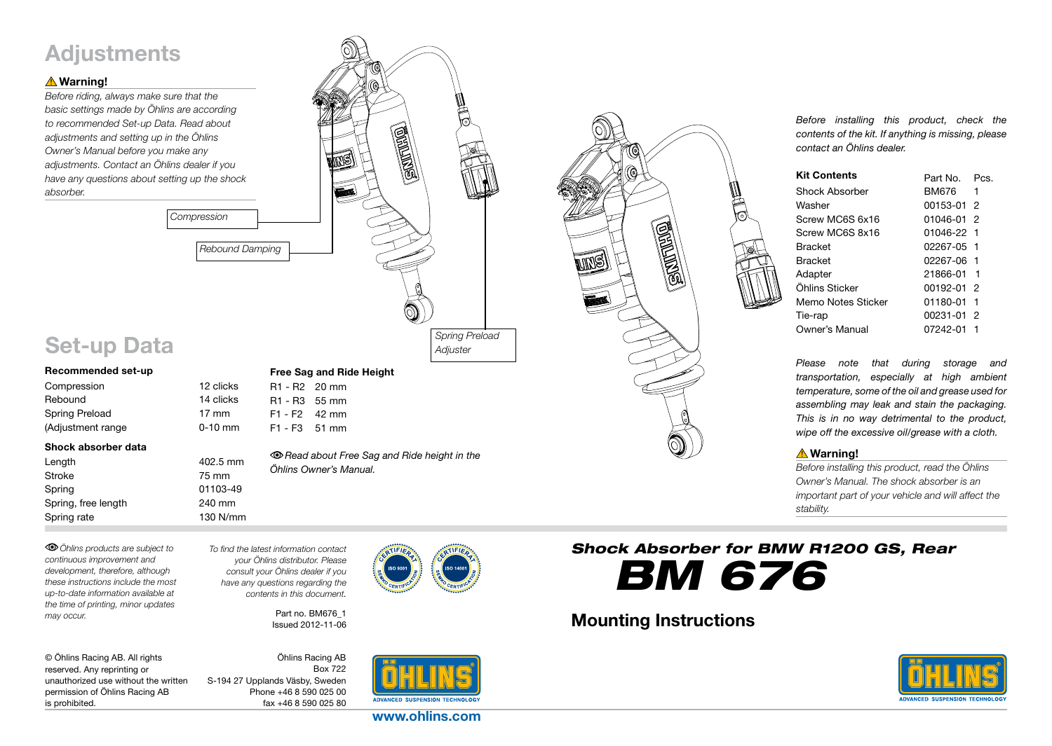# Adjustments

**⚠ Warning!**

*Before riding, always make sure that the basic settings made by Öhlins are according to recommended Set-up Data. Read about adjustments and setting up in the Öhlins Owner's Manual before you make any adjustments. Contact an Öhlins dealer if you have any questions about setting up the shock absorber.*

*Compression*

*Rebound Damping*

*Spring Preload Adjuster*

# Set-up Data

| Recommended set-up | |
|---|---|
| Compression | 12 clicks |
| Rebound | 14 clicks |
| Spring Preload | 17 mm |
| (Adjustment range | 0-10 mm |

| Shock absorber data | |
|---|---|
| Length | 402.5 mm |
| Stroke | 75 mm |
| Spring | 01103-49 |
| Spring, free length | 240 mm |
| Spring rate | 130 N/mm |

| Free Sag and Ride Height | |
|---|---|
| R1 - R2 | 20 mm |
| R1 - R3 | 55 mm |
| F1 - F2 | 42 mm |
| F1 - F3 | 51 mm |

*Read about Free Sag and Ride height in the Öhlins Owner's Manual.*

*Before installing this product, check the contents of the kit. If anything is missing, please contact an Öhlins dealer.*

| Kit Contents | Part No. | Pcs. |
|---|---|---|
| Shock Absorber | BM676 | 1 |
| Washer | 00153-01 | 2 |
| Screw MC6S 6x16 | 01046-01 | 2 |
| Screw MC6S 8x16 | 01046-22 | 1 |
| Bracket | 02267-05 | 1 |
| Bracket | 02267-06 | 1 |
| Adapter | 21866-01 | 1 |
| Öhlins Sticker | 00192-01 | 2 |
| Memo Notes Sticker | 01180-01 | 1 |
| Tie-rap | 00231-01 | 2 |
| Owner's Manual | 07242-01 | 1 |

*Please note that during storage and transportation, especially at high ambient temperature, some of the oil and grease used for assembling may leak and stain the packaging. This is in no way detrimental to the product, wipe off the excessive oil/grease with a cloth.*

**⚠ Warning!**

*Before installing this product, read the Öhlins Owner's Manual. The shock absorber is an important part of your vehicle and will affect the stability.*

*Öhlins products are subject to continuous improvement and development, therefore, although these instructions include the most up-to-date information available at the time of printing, minor updates may occur.*

*To find the latest information contact your Öhlins distributor. Please consult your Öhlins dealer if you have any questions regarding the contents in this document.*

Part no. BM676_1
Issued 2012-11-06

© Öhlins Racing AB. All rights reserved. Any reprinting or unauthorized use without the written permission of Öhlins Racing AB is prohibited.

Öhlins Racing AB
Box 722
S-194 27 Upplands Väsby, Sweden
Phone +46 8 590 025 00
fax +46 8 590 025 80

www.ohlins.com

## *Shock Absorber for BMW R1200 GS, Rear*

# *BM 676*

## Mounting Instructions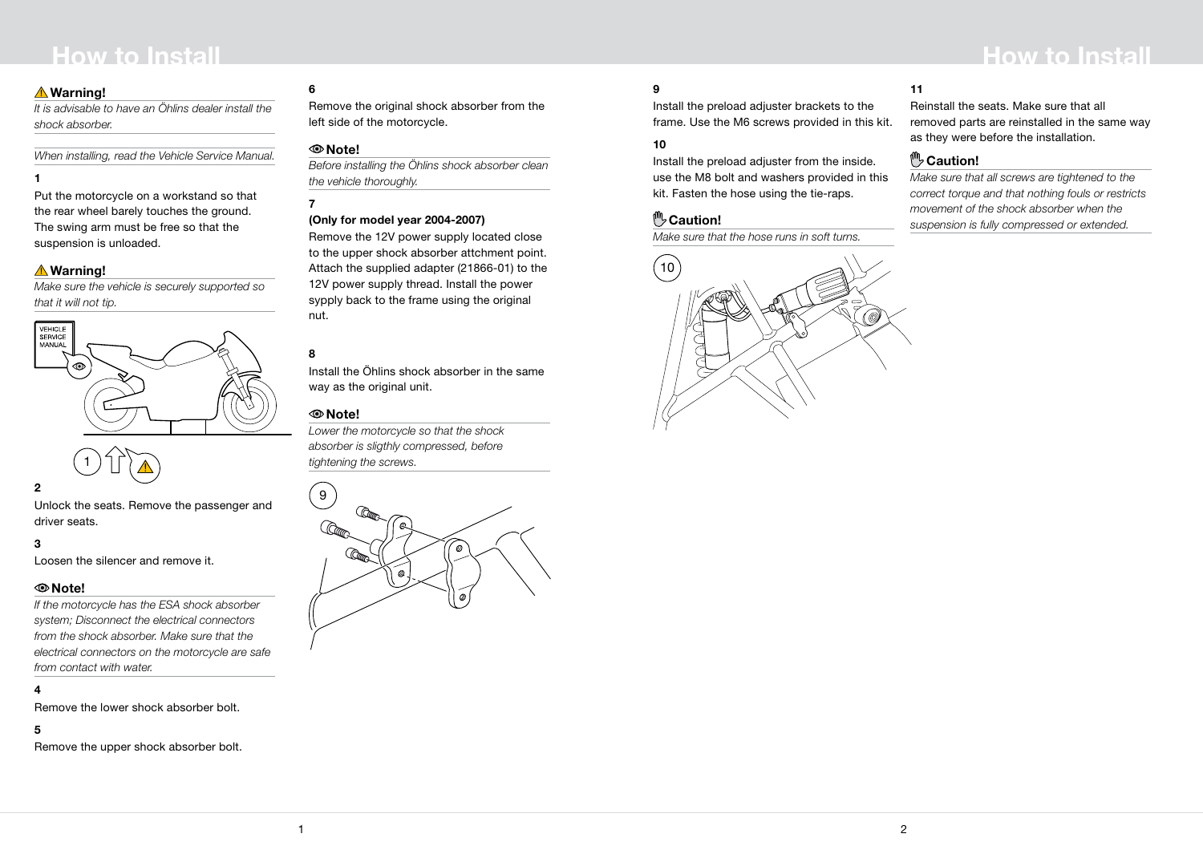## How to Install

### ⚠ Warning!

*It is advisable to have an Öhlins dealer install the shock absorber.*

*When installing, read the Vehicle Service Manual.*

**1**

Put the motorcycle on a workstand so that the rear wheel barely touches the ground. The swing arm must be free so that the suspension is unloaded.

### ⚠ Warning!

*Make sure the vehicle is securely supported so that it will not tip.*

VEHICLE SERVICE MANUAL

1

**2**

Unlock the seats. Remove the passenger and driver seats.

**3**

Loosen the silencer and remove it.

### Note!

*If the motorcycle has the ESA shock absorber system; Disconnect the electrical connectors from the shock absorber. Make sure that the electrical connectors on the motorcycle are safe from contact with water.*

**4**

Remove the lower shock absorber bolt.

**5**

Remove the upper shock absorber bolt.

**6**

Remove the original shock absorber from the left side of the motorcycle.

### Note!

*Before installing the Öhlins shock absorber clean the vehicle thoroughly.*

**7**

**(Only for model year 2004-2007)**

Remove the 12V power supply located close to the upper shock absorber attchment point. Attach the supplied adapter (21866-01) to the 12V power supply thread. Install the power sypply back to the frame using the original nut.

**8**

Install the Öhlins shock absorber in the same way as the original unit.

### Note!

*Lower the motorcycle so that the shock absorber is sligthly compressed, before tightening the screws.*

9

**9**

Install the preload adjuster brackets to the frame. Use the M6 screws provided in this kit.

**10**

Install the preload adjuster from the inside. use the M8 bolt and washers provided in this kit. Fasten the hose using the tie-raps.

### Caution!

*Make sure that the hose runs in soft turns.*

10

**11**

Reinstall the seats. Make sure that all removed parts are reinstalled in the same way as they were before the installation.

### Caution!

*Make sure that all screws are tightened to the correct torque and that nothing fouls or restricts movement of the shock absorber when the suspension is fully compressed or extended.*